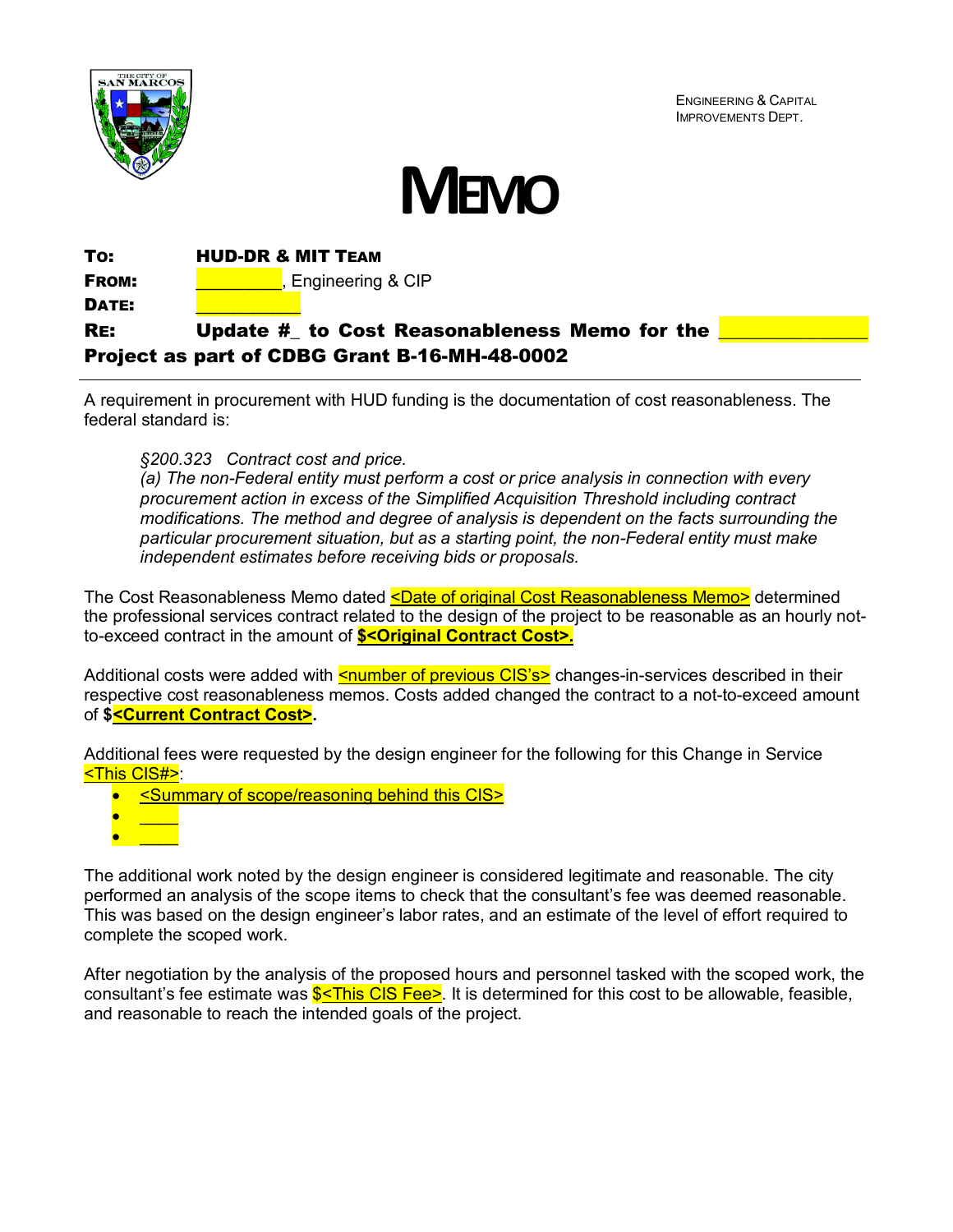ENGINEERING & CAPITAL IMPROVEMENTS DEPT.

# MEMO

**TO:** **HUD-DR & MIT TEAM**
**FROM:** _________, Engineering & CIP
**DATE:** ___________
**RE:** **Update #_ to Cost Reasonableness Memo for the ______________ Project as part of CDBG Grant B-16-MH-48-0002**

---

A requirement in procurement with HUD funding is the documentation of cost reasonableness. The federal standard is:

> *§200.323 Contract cost and price.*
> *(a) The non-Federal entity must perform a cost or price analysis in connection with every procurement action in excess of the Simplified Acquisition Threshold including contract modifications. The method and degree of analysis is dependent on the facts surrounding the particular procurement situation, but as a starting point, the non-Federal entity must make independent estimates before receiving bids or proposals.*

The Cost Reasonableness Memo dated <Date of original Cost Reasonableness Memo> determined the professional services contract related to the design of the project to be reasonable as an hourly not-to-exceed contract in the amount of **$<Original Contract Cost>.**

Additional costs were added with <number of previous CIS's> changes-in-services described in their respective cost reasonableness memos. Costs added changed the contract to a not-to-exceed amount of **$<Current Contract Cost>.**

Additional fees were requested by the design engineer for the following for this Change in Service <This CIS#>:

- <Summary of scope/reasoning behind this CIS>
- ____
- ____

The additional work noted by the design engineer is considered legitimate and reasonable. The city performed an analysis of the scope items to check that the consultant's fee was deemed reasonable. This was based on the design engineer's labor rates, and an estimate of the level of effort required to complete the scoped work.

After negotiation by the analysis of the proposed hours and personnel tasked with the scoped work, the consultant's fee estimate was $<This CIS Fee>. It is determined for this cost to be allowable, feasible, and reasonable to reach the intended goals of the project.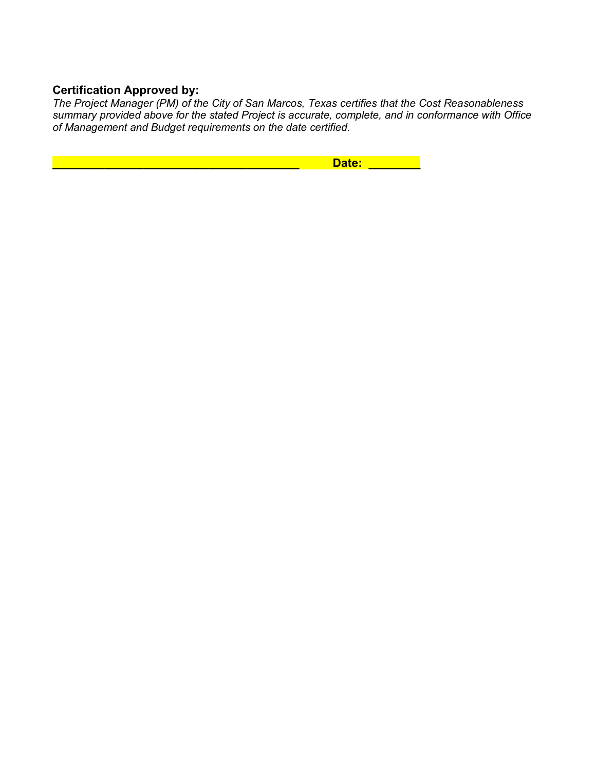**Certification Approved by:**
*The Project Manager (PM) of the City of San Marcos, Texas certifies that the Cost Reasonableness summary provided above for the stated Project is accurate, complete, and in conformance with Office of Management and Budget requirements on the date certified.*

**______________________________________ Date: ________**